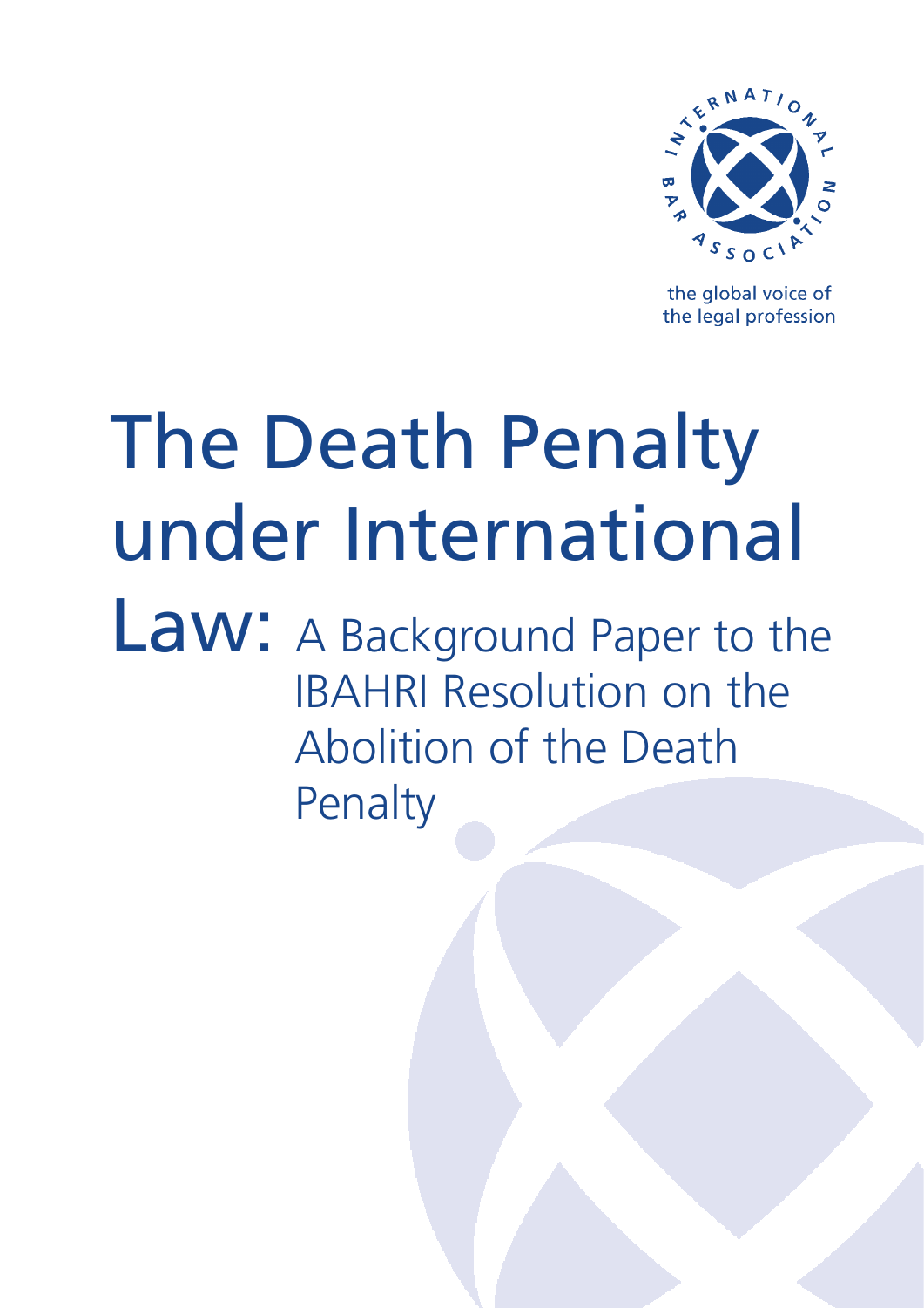INTERNATIONAL BAR ASSOCIATION

the global voice of the legal profession

# The Death Penalty under International Law: A Background Paper to the IBAHRI Resolution on the Abolition of the Death Penalty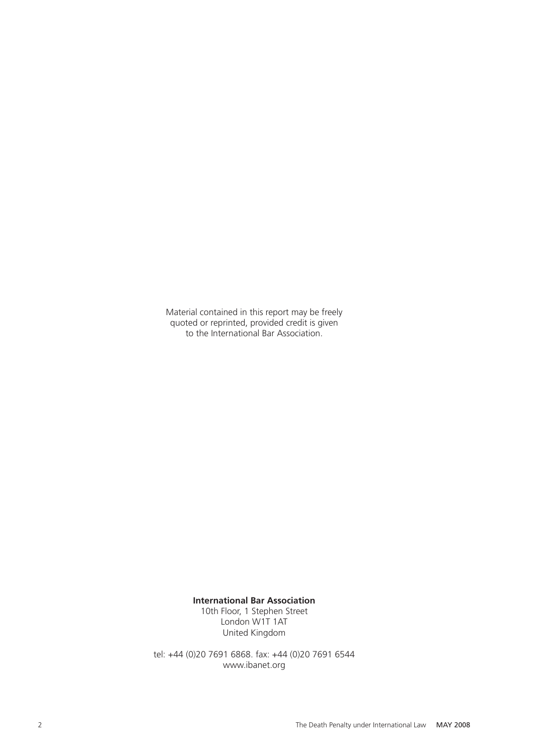Material contained in this report may be freely quoted or reprinted, provided credit is given to the International Bar Association.

**International Bar Association**
10th Floor, 1 Stephen Street
London W1T 1AT
United Kingdom

tel: +44 (0)20 7691 6868. fax: +44 (0)20 7691 6544
www.ibanet.org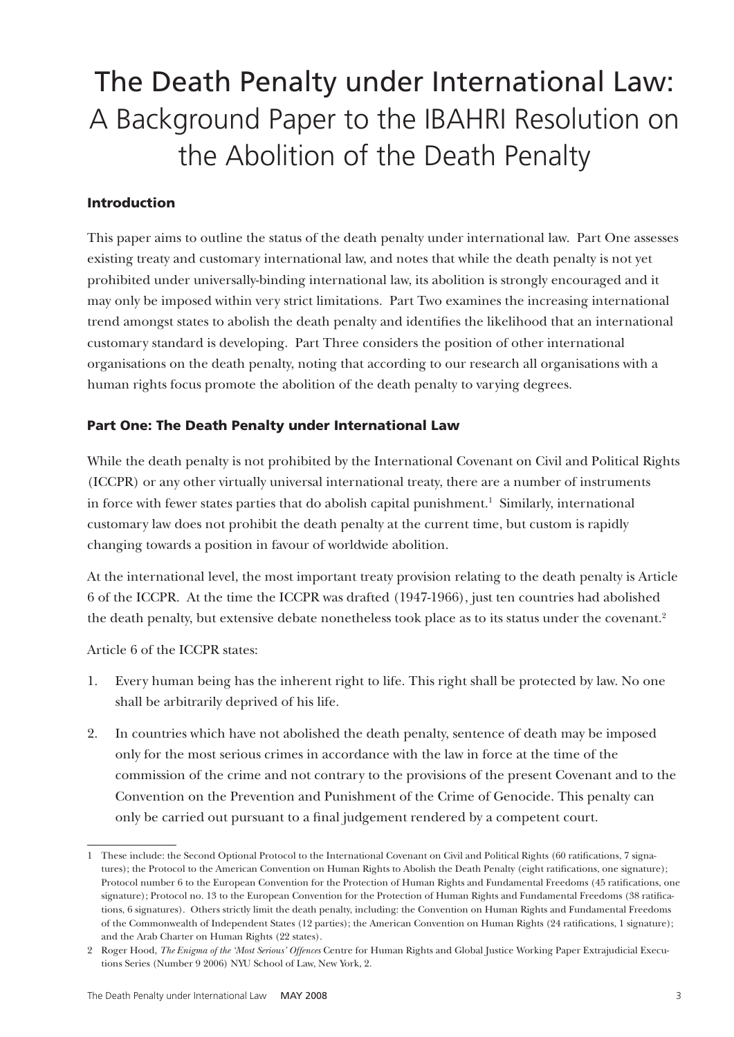# The Death Penalty under International Law: A Background Paper to the IBAHRI Resolution on the Abolition of the Death Penalty

## Introduction

This paper aims to outline the status of the death penalty under international law. Part One assesses existing treaty and customary international law, and notes that while the death penalty is not yet prohibited under universally-binding international law, its abolition is strongly encouraged and it may only be imposed within very strict limitations. Part Two examines the increasing international trend amongst states to abolish the death penalty and identifies the likelihood that an international customary standard is developing. Part Three considers the position of other international organisations on the death penalty, noting that according to our research all organisations with a human rights focus promote the abolition of the death penalty to varying degrees.

## Part One: The Death Penalty under International Law

While the death penalty is not prohibited by the International Covenant on Civil and Political Rights (ICCPR) or any other virtually universal international treaty, there are a number of instruments in force with fewer states parties that do abolish capital punishment.[1] Similarly, international customary law does not prohibit the death penalty at the current time, but custom is rapidly changing towards a position in favour of worldwide abolition.

At the international level, the most important treaty provision relating to the death penalty is Article 6 of the ICCPR. At the time the ICCPR was drafted (1947-1966), just ten countries had abolished the death penalty, but extensive debate nonetheless took place as to its status under the covenant.[2]

Article 6 of the ICCPR states:

1. Every human being has the inherent right to life. This right shall be protected by law. No one shall be arbitrarily deprived of his life.
2. In countries which have not abolished the death penalty, sentence of death may be imposed only for the most serious crimes in accordance with the law in force at the time of the commission of the crime and not contrary to the provisions of the present Covenant and to the Convention on the Prevention and Punishment of the Crime of Genocide. This penalty can only be carried out pursuant to a final judgement rendered by a competent court.

---

1 These include: the Second Optional Protocol to the International Covenant on Civil and Political Rights (60 ratifications, 7 signatures); the Protocol to the American Convention on Human Rights to Abolish the Death Penalty (eight ratifications, one signature); Protocol number 6 to the European Convention for the Protection of Human Rights and Fundamental Freedoms (45 ratifications, one signature); Protocol no. 13 to the European Convention for the Protection of Human Rights and Fundamental Freedoms (38 ratifications, 6 signatures). Others strictly limit the death penalty, including: the Convention on Human Rights and Fundamental Freedoms of the Commonwealth of Independent States (12 parties); the American Convention on Human Rights (24 ratifications, 1 signature); and the Arab Charter on Human Rights (22 states).

2 Roger Hood, *The Enigma of the 'Most Serious' Offences* Centre for Human Rights and Global Justice Working Paper Extrajudicial Executions Series (Number 9 2006) NYU School of Law, New York, 2.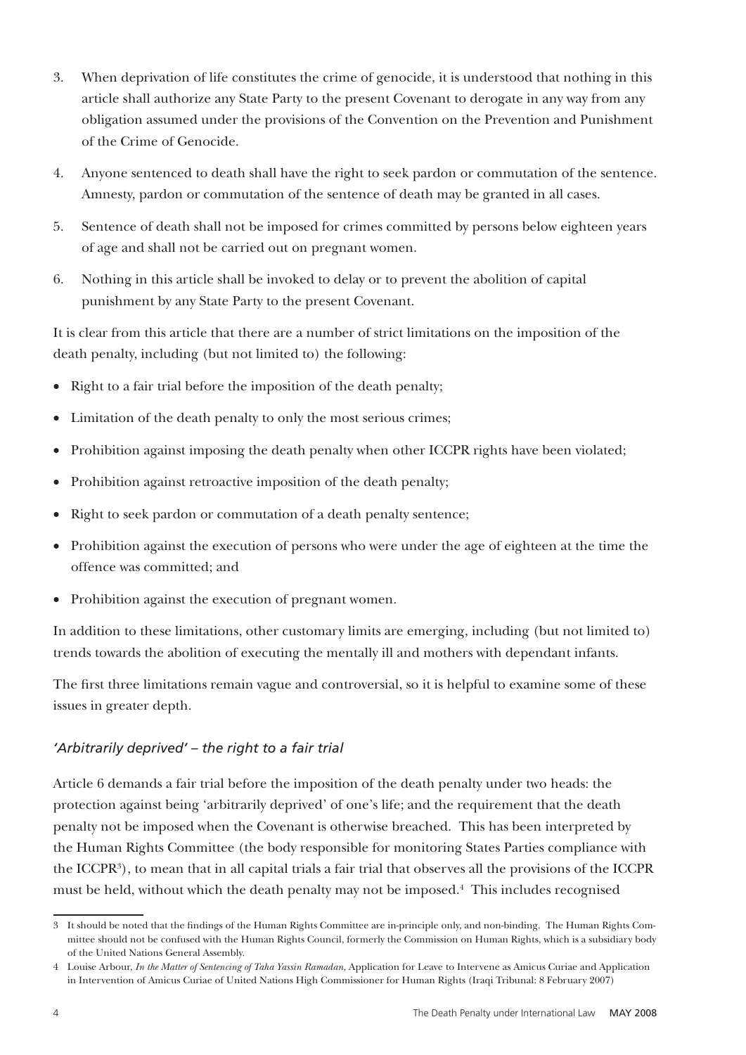3. When deprivation of life constitutes the crime of genocide, it is understood that nothing in this article shall authorize any State Party to the present Covenant to derogate in any way from any obligation assumed under the provisions of the Convention on the Prevention and Punishment of the Crime of Genocide.

4. Anyone sentenced to death shall have the right to seek pardon or commutation of the sentence. Amnesty, pardon or commutation of the sentence of death may be granted in all cases.

5. Sentence of death shall not be imposed for crimes committed by persons below eighteen years of age and shall not be carried out on pregnant women.

6. Nothing in this article shall be invoked to delay or to prevent the abolition of capital punishment by any State Party to the present Covenant.

It is clear from this article that there are a number of strict limitations on the imposition of the death penalty, including (but not limited to) the following:

- Right to a fair trial before the imposition of the death penalty;
- Limitation of the death penalty to only the most serious crimes;
- Prohibition against imposing the death penalty when other ICCPR rights have been violated;
- Prohibition against retroactive imposition of the death penalty;
- Right to seek pardon or commutation of a death penalty sentence;
- Prohibition against the execution of persons who were under the age of eighteen at the time the offence was committed; and
- Prohibition against the execution of pregnant women.

In addition to these limitations, other customary limits are emerging, including (but not limited to) trends towards the abolition of executing the mentally ill and mothers with dependant infants.

The first three limitations remain vague and controversial, so it is helpful to examine some of these issues in greater depth.

### *'Arbitrarily deprived' – the right to a fair trial*

Article 6 demands a fair trial before the imposition of the death penalty under two heads: the protection against being 'arbitrarily deprived' of one's life; and the requirement that the death penalty not be imposed when the Covenant is otherwise breached. This has been interpreted by the Human Rights Committee (the body responsible for monitoring States Parties compliance with the ICCPR[3]), to mean that in all capital trials a fair trial that observes all the provisions of the ICCPR must be held, without which the death penalty may not be imposed.[4] This includes recognised

---

3 It should be noted that the findings of the Human Rights Committee are in-principle only, and non-binding. The Human Rights Committee should not be confused with the Human Rights Council, formerly the Commission on Human Rights, which is a subsidiary body of the United Nations General Assembly.

4 Louise Arbour, *In the Matter of Sentencing of Taha Yassin Ramadan*, Application for Leave to Intervene as Amicus Curiae and Application in Intervention of Amicus Curiae of United Nations High Commissioner for Human Rights (Iraqi Tribunal: 8 February 2007)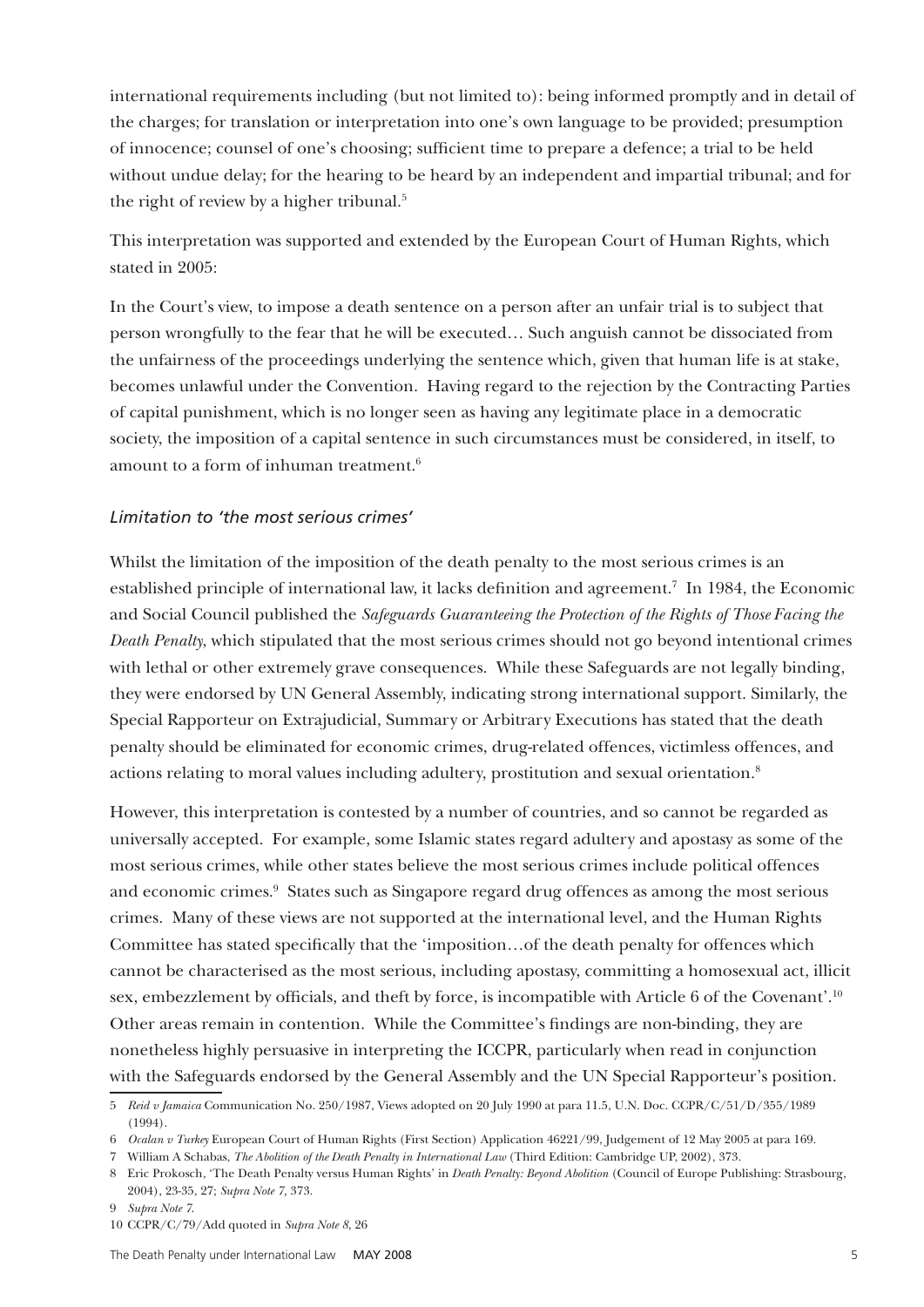international requirements including (but not limited to): being informed promptly and in detail of the charges; for translation or interpretation into one's own language to be provided; presumption of innocence; counsel of one's choosing; sufficient time to prepare a defence; a trial to be held without undue delay; for the hearing to be heard by an independent and impartial tribunal; and for the right of review by a higher tribunal.[5]

This interpretation was supported and extended by the European Court of Human Rights, which stated in 2005:

In the Court's view, to impose a death sentence on a person after an unfair trial is to subject that person wrongfully to the fear that he will be executed… Such anguish cannot be dissociated from the unfairness of the proceedings underlying the sentence which, given that human life is at stake, becomes unlawful under the Convention. Having regard to the rejection by the Contracting Parties of capital punishment, which is no longer seen as having any legitimate place in a democratic society, the imposition of a capital sentence in such circumstances must be considered, in itself, to amount to a form of inhuman treatment.[6]

### *Limitation to 'the most serious crimes'*

Whilst the limitation of the imposition of the death penalty to the most serious crimes is an established principle of international law, it lacks definition and agreement.[7] In 1984, the Economic and Social Council published the *Safeguards Guaranteeing the Protection of the Rights of Those Facing the Death Penalty*, which stipulated that the most serious crimes should not go beyond intentional crimes with lethal or other extremely grave consequences. While these Safeguards are not legally binding, they were endorsed by UN General Assembly, indicating strong international support. Similarly, the Special Rapporteur on Extrajudicial, Summary or Arbitrary Executions has stated that the death penalty should be eliminated for economic crimes, drug-related offences, victimless offences, and actions relating to moral values including adultery, prostitution and sexual orientation.[8]

However, this interpretation is contested by a number of countries, and so cannot be regarded as universally accepted. For example, some Islamic states regard adultery and apostasy as some of the most serious crimes, while other states believe the most serious crimes include political offences and economic crimes.[9] States such as Singapore regard drug offences as among the most serious crimes. Many of these views are not supported at the international level, and the Human Rights Committee has stated specifically that the 'imposition…of the death penalty for offences which cannot be characterised as the most serious, including apostasy, committing a homosexual act, illicit sex, embezzlement by officials, and theft by force, is incompatible with Article 6 of the Covenant'.[10] Other areas remain in contention. While the Committee's findings are non-binding, they are nonetheless highly persuasive in interpreting the ICCPR, particularly when read in conjunction with the Safeguards endorsed by the General Assembly and the UN Special Rapporteur's position.

---

5 *Reid v Jamaica* Communication No. 250/1987, Views adopted on 20 July 1990 at para 11.5, U.N. Doc. CCPR/C/51/D/355/1989 (1994).

6 *Ocalan v Turkey* European Court of Human Rights (First Section) Application 46221/99, Judgement of 12 May 2005 at para 169.

7 William A Schabas, *The Abolition of the Death Penalty in International Law* (Third Edition: Cambridge UP, 2002), 373.

8 Eric Prokosch, 'The Death Penalty versus Human Rights' in *Death Penalty: Beyond Abolition* (Council of Europe Publishing: Strasbourg, 2004), 23-35, 27; *Supra Note 7*, 373.

9 *Supra Note 7*.

10 CCPR/C/79/Add quoted in *Supra Note 8*, 26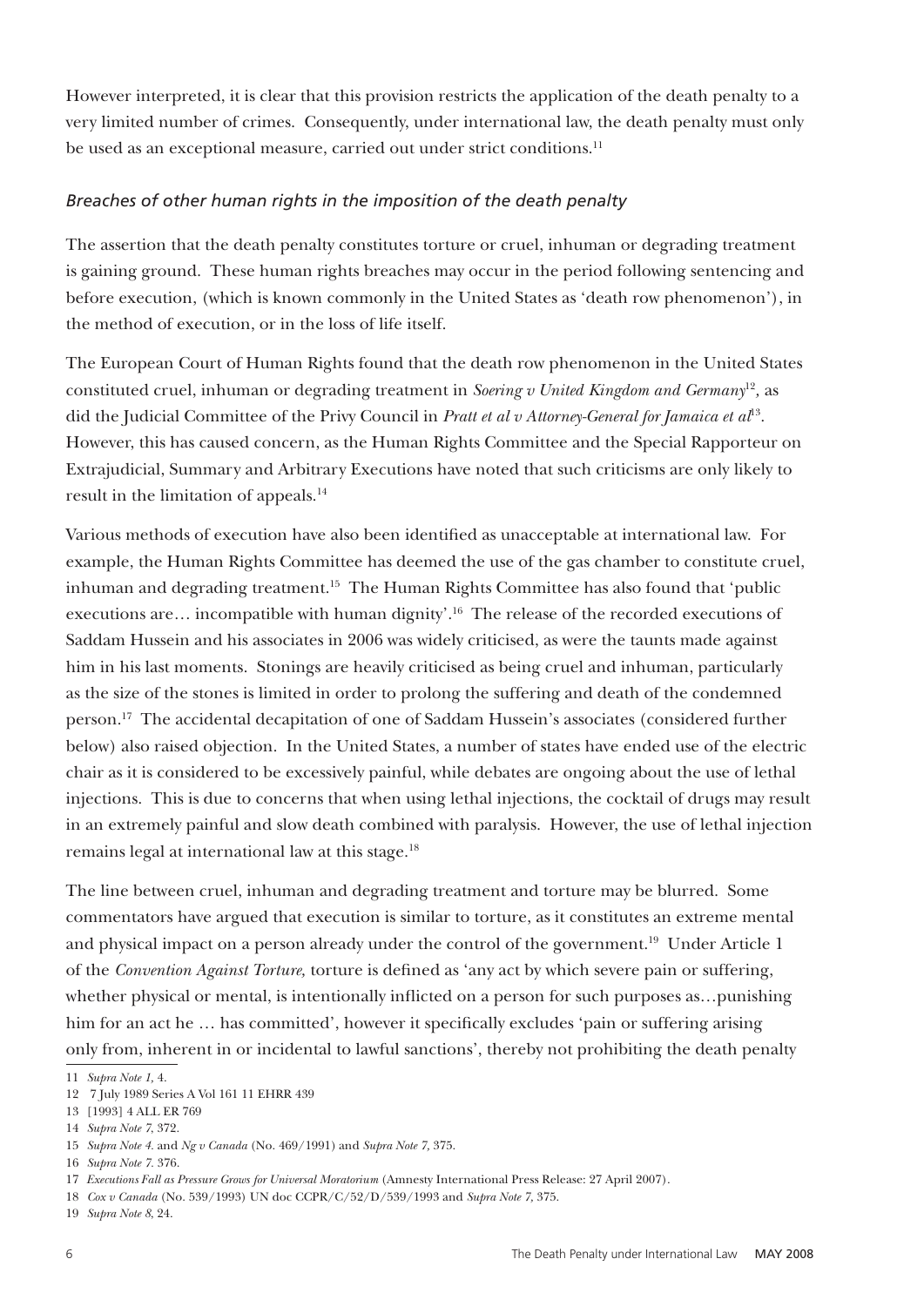However interpreted, it is clear that this provision restricts the application of the death penalty to a very limited number of crimes. Consequently, under international law, the death penalty must only be used as an exceptional measure, carried out under strict conditions.[11]

### *Breaches of other human rights in the imposition of the death penalty*

The assertion that the death penalty constitutes torture or cruel, inhuman or degrading treatment is gaining ground. These human rights breaches may occur in the period following sentencing and before execution, (which is known commonly in the United States as 'death row phenomenon'), in the method of execution, or in the loss of life itself.

The European Court of Human Rights found that the death row phenomenon in the United States constituted cruel, inhuman or degrading treatment in *Soering v United Kingdom and Germany*[12], as did the Judicial Committee of the Privy Council in *Pratt et al v Attorney-General for Jamaica et al*[13]. However, this has caused concern, as the Human Rights Committee and the Special Rapporteur on Extrajudicial, Summary and Arbitrary Executions have noted that such criticisms are only likely to result in the limitation of appeals.[14]

Various methods of execution have also been identified as unacceptable at international law. For example, the Human Rights Committee has deemed the use of the gas chamber to constitute cruel, inhuman and degrading treatment.[15] The Human Rights Committee has also found that 'public executions are… incompatible with human dignity'.[16] The release of the recorded executions of Saddam Hussein and his associates in 2006 was widely criticised, as were the taunts made against him in his last moments. Stonings are heavily criticised as being cruel and inhuman, particularly as the size of the stones is limited in order to prolong the suffering and death of the condemned person.[17] The accidental decapitation of one of Saddam Hussein's associates (considered further below) also raised objection. In the United States, a number of states have ended use of the electric chair as it is considered to be excessively painful, while debates are ongoing about the use of lethal injections. This is due to concerns that when using lethal injections, the cocktail of drugs may result in an extremely painful and slow death combined with paralysis. However, the use of lethal injection remains legal at international law at this stage.[18]

The line between cruel, inhuman and degrading treatment and torture may be blurred. Some commentators have argued that execution is similar to torture, as it constitutes an extreme mental and physical impact on a person already under the control of the government.[19] Under Article 1 of the *Convention Against Torture,* torture is defined as 'any act by which severe pain or suffering, whether physical or mental, is intentionally inflicted on a person for such purposes as…punishing him for an act he … has committed', however it specifically excludes 'pain or suffering arising only from, inherent in or incidental to lawful sanctions', thereby not prohibiting the death penalty

---

11 *Supra Note 1,* 4.

12 7 July 1989 Series A Vol 161 11 EHRR 439

13 [1993] 4 ALL ER 769

14 *Supra Note 7,* 372.

15 *Supra Note 4.* and *Ng v Canada* (No. 469/1991) and *Supra Note 7,* 375.

16 *Supra Note 7.* 376.

17 *Executions Fall as Pressure Grows for Universal Moratorium* (Amnesty International Press Release: 27 April 2007).

18 *Cox v Canada* (No. 539/1993) UN doc CCPR/C/52/D/539/1993 and *Supra Note 7,* 375.

19 *Supra Note 8,* 24.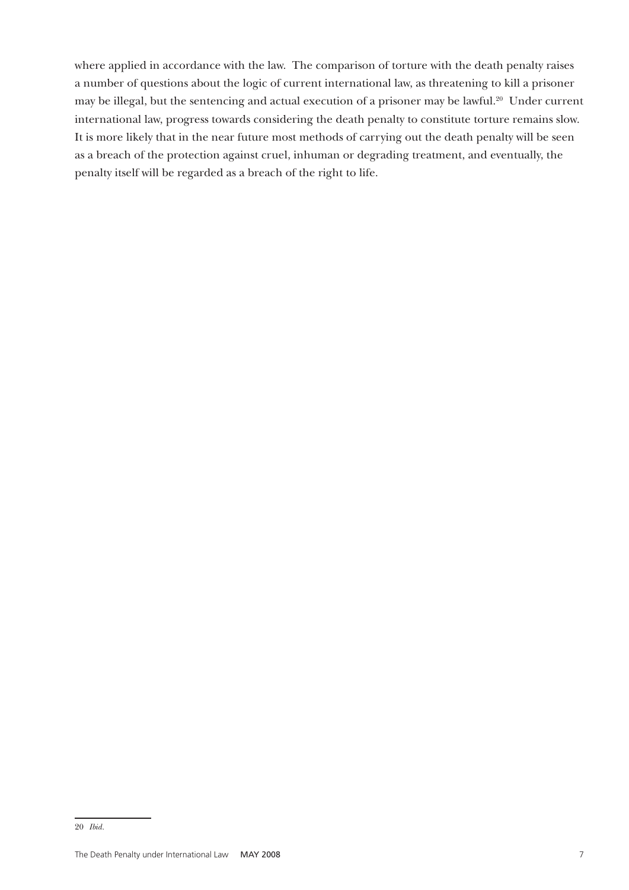where applied in accordance with the law. The comparison of torture with the death penalty raises a number of questions about the logic of current international law, as threatening to kill a prisoner may be illegal, but the sentencing and actual execution of a prisoner may be lawful.[20] Under current international law, progress towards considering the death penalty to constitute torture remains slow. It is more likely that in the near future most methods of carrying out the death penalty will be seen as a breach of the protection against cruel, inhuman or degrading treatment, and eventually, the penalty itself will be regarded as a breach of the right to life.

---

20 *Ibid.*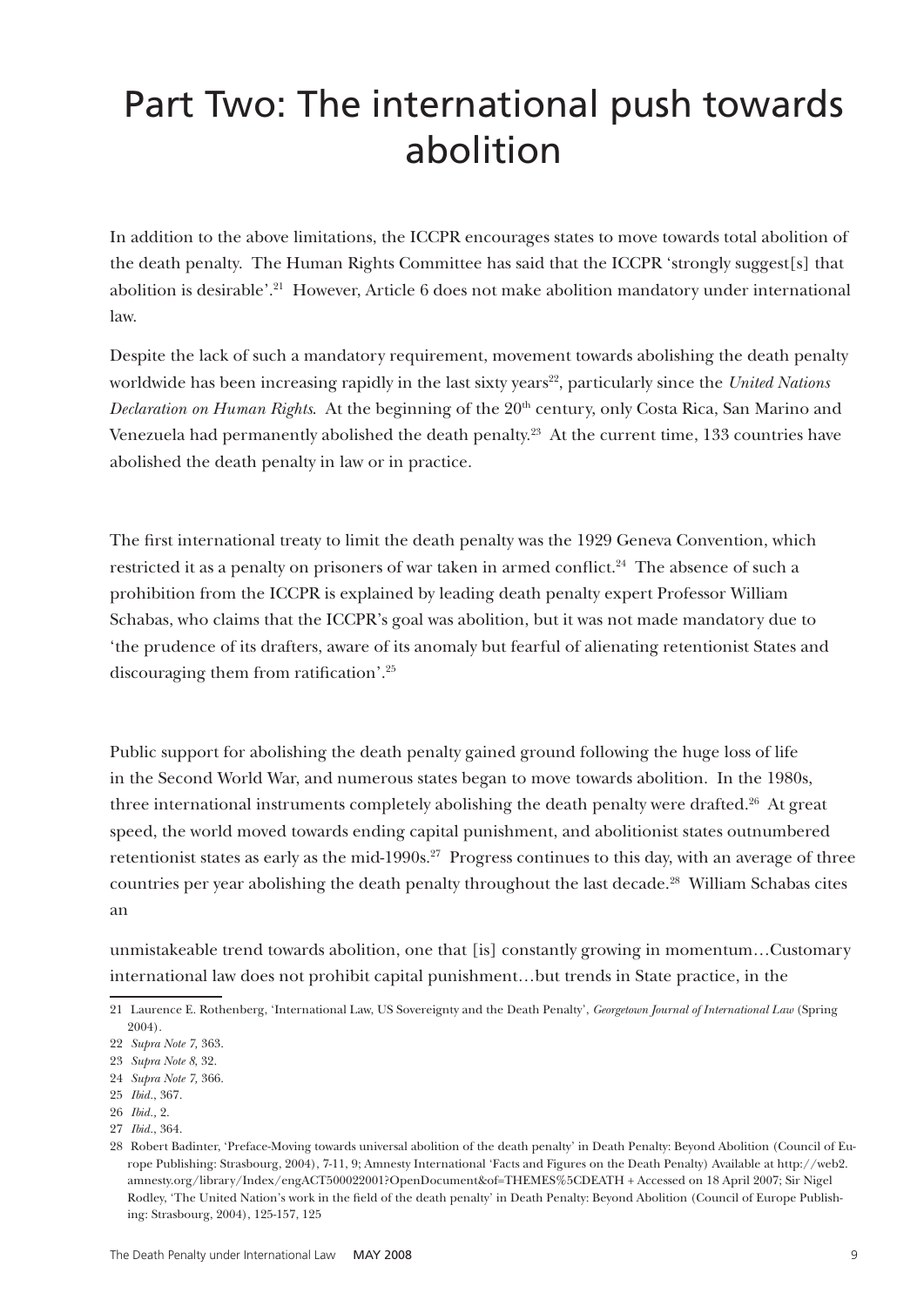# Part Two: The international push towards abolition

In addition to the above limitations, the ICCPR encourages states to move towards total abolition of the death penalty. The Human Rights Committee has said that the ICCPR 'strongly suggest[s] that abolition is desirable'.[21] However, Article 6 does not make abolition mandatory under international law.

Despite the lack of such a mandatory requirement, movement towards abolishing the death penalty worldwide has been increasing rapidly in the last sixty years[22], particularly since the *United Nations Declaration on Human Rights*. At the beginning of the 20th century, only Costa Rica, San Marino and Venezuela had permanently abolished the death penalty.[23] At the current time, 133 countries have abolished the death penalty in law or in practice.

The first international treaty to limit the death penalty was the 1929 Geneva Convention, which restricted it as a penalty on prisoners of war taken in armed conflict.[24] The absence of such a prohibition from the ICCPR is explained by leading death penalty expert Professor William Schabas, who claims that the ICCPR's goal was abolition, but it was not made mandatory due to 'the prudence of its drafters, aware of its anomaly but fearful of alienating retentionist States and discouraging them from ratification'.[25]

Public support for abolishing the death penalty gained ground following the huge loss of life in the Second World War, and numerous states began to move towards abolition. In the 1980s, three international instruments completely abolishing the death penalty were drafted.[26] At great speed, the world moved towards ending capital punishment, and abolitionist states outnumbered retentionist states as early as the mid-1990s.[27] Progress continues to this day, with an average of three countries per year abolishing the death penalty throughout the last decade.[28] William Schabas cites an

unmistakeable trend towards abolition, one that [is] constantly growing in momentum…Customary international law does not prohibit capital punishment…but trends in State practice, in the

---

21 Laurence E. Rothenberg, 'International Law, US Sovereignty and the Death Penalty', *Georgetown Journal of International Law* (Spring 2004).

22 *Supra Note 7,* 363.

23 *Supra Note 8,* 32.

24 *Supra Note 7,* 366.

25 *Ibid.*, 367.

26 *Ibid.,* 2.

27 *Ibid.*, 364.

28 Robert Badinter, 'Preface-Moving towards universal abolition of the death penalty' in Death Penalty: Beyond Abolition (Council of Europe Publishing: Strasbourg, 2004), 7-11, 9; Amnesty International 'Facts and Figures on the Death Penalty) Available at http://web2.amnesty.org/library/Index/engACT500022001?OpenDocument&of=THEMES%5CDEATH + Accessed on 18 April 2007; Sir Nigel Rodley, 'The United Nation's work in the field of the death penalty' in Death Penalty: Beyond Abolition (Council of Europe Publishing: Strasbourg, 2004), 125-157, 125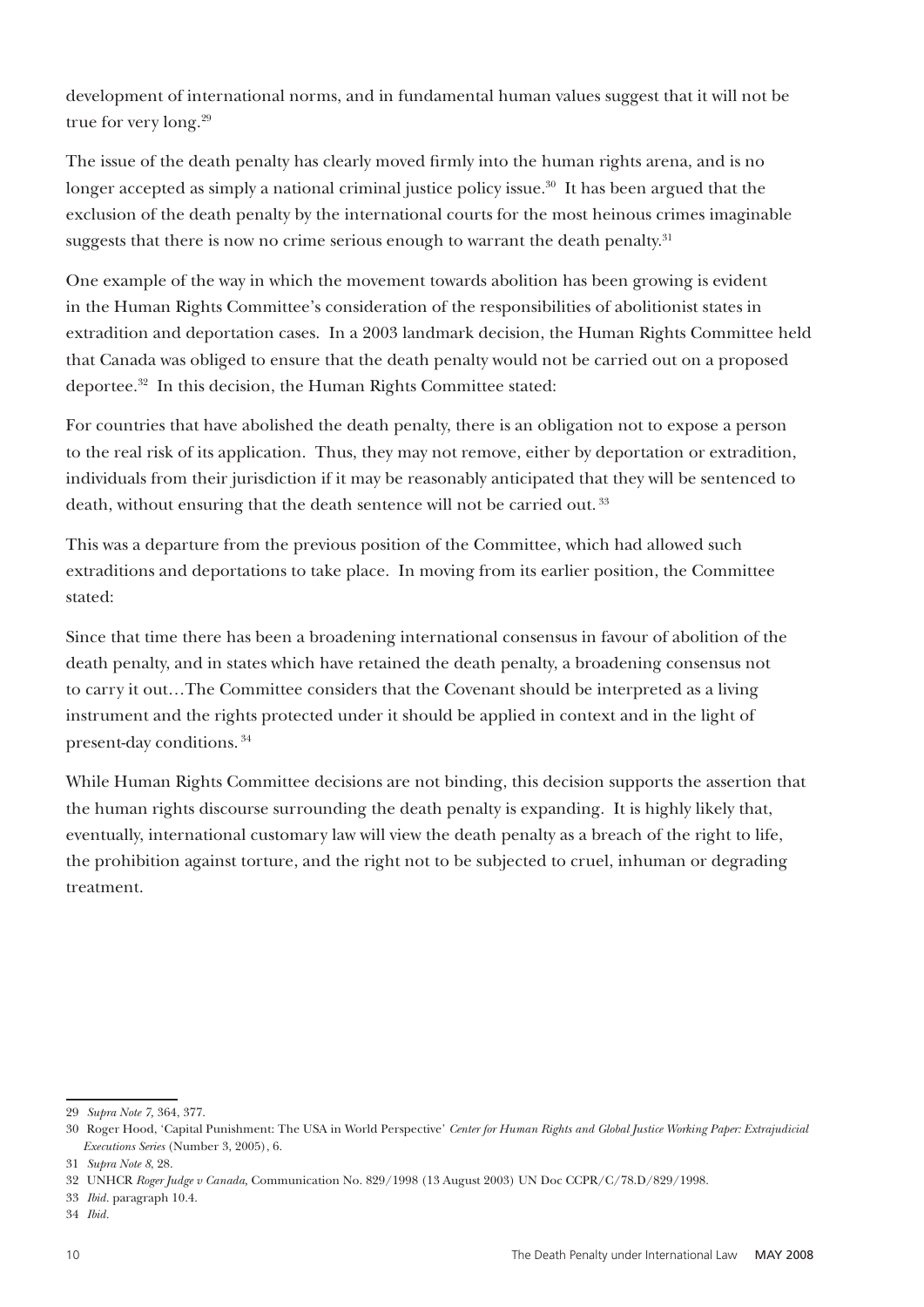development of international norms, and in fundamental human values suggest that it will not be true for very long.[29]

The issue of the death penalty has clearly moved firmly into the human rights arena, and is no longer accepted as simply a national criminal justice policy issue.[30] It has been argued that the exclusion of the death penalty by the international courts for the most heinous crimes imaginable suggests that there is now no crime serious enough to warrant the death penalty.[31]

One example of the way in which the movement towards abolition has been growing is evident in the Human Rights Committee's consideration of the responsibilities of abolitionist states in extradition and deportation cases. In a 2003 landmark decision, the Human Rights Committee held that Canada was obliged to ensure that the death penalty would not be carried out on a proposed deportee.[32] In this decision, the Human Rights Committee stated:

For countries that have abolished the death penalty, there is an obligation not to expose a person to the real risk of its application. Thus, they may not remove, either by deportation or extradition, individuals from their jurisdiction if it may be reasonably anticipated that they will be sentenced to death, without ensuring that the death sentence will not be carried out.[33]

This was a departure from the previous position of the Committee, which had allowed such extraditions and deportations to take place. In moving from its earlier position, the Committee stated:

Since that time there has been a broadening international consensus in favour of abolition of the death penalty, and in states which have retained the death penalty, a broadening consensus not to carry it out…The Committee considers that the Covenant should be interpreted as a living instrument and the rights protected under it should be applied in context and in the light of present-day conditions.[34]

While Human Rights Committee decisions are not binding, this decision supports the assertion that the human rights discourse surrounding the death penalty is expanding. It is highly likely that, eventually, international customary law will view the death penalty as a breach of the right to life, the prohibition against torture, and the right not to be subjected to cruel, inhuman or degrading treatment.

---

29 *Supra Note 7*, 364, 377.

30 Roger Hood, 'Capital Punishment: The USA in World Perspective' *Center for Human Rights and Global Justice Working Paper: Extrajudicial Executions Series* (Number 3, 2005), 6.

31 *Supra Note 8*, 28.

32 UNHCR *Roger Judge v Canada*, Communication No. 829/1998 (13 August 2003) UN Doc CCPR/C/78.D/829/1998.

33 *Ibid.* paragraph 10.4.

34 *Ibid.*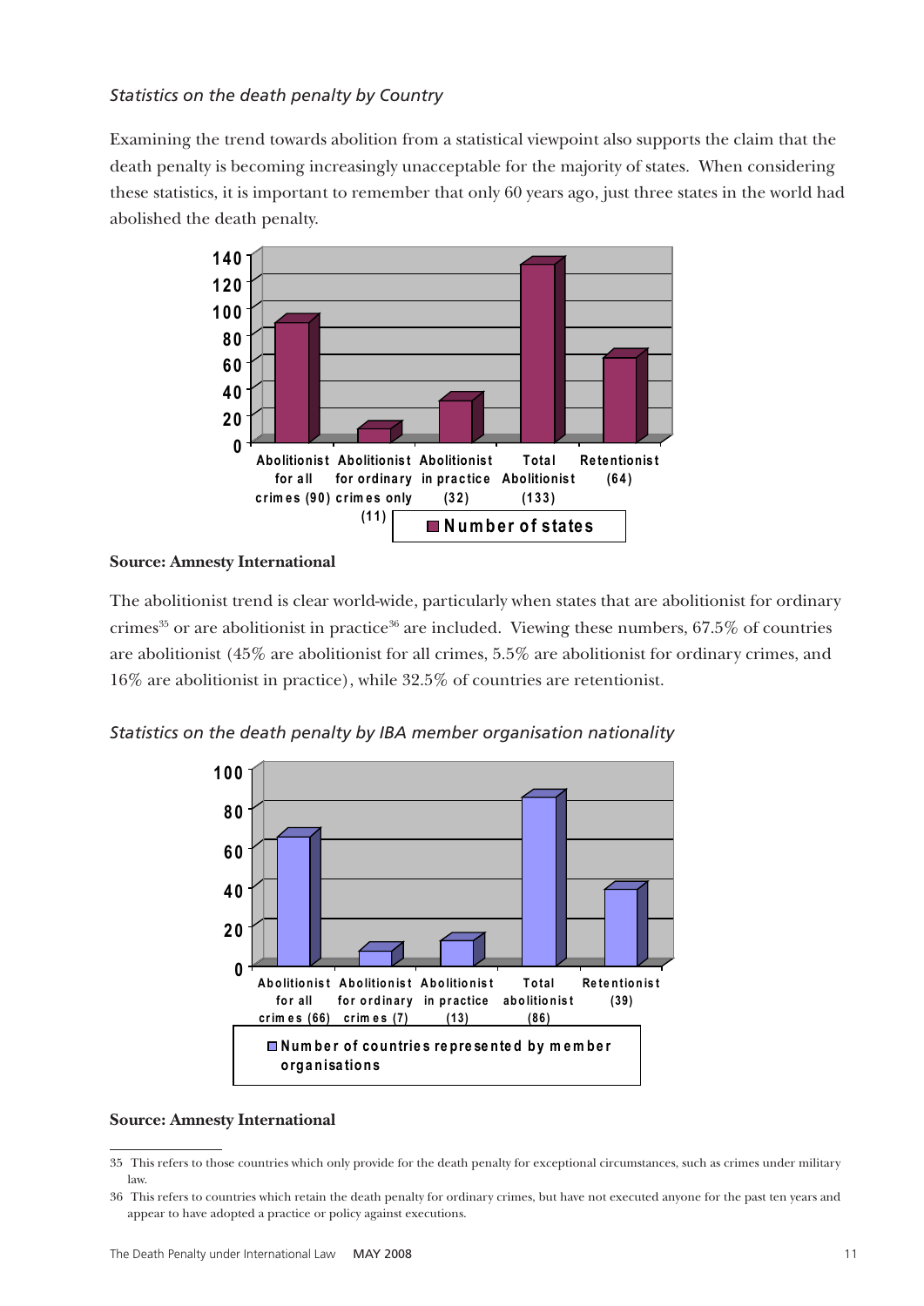*Statistics on the death penalty by Country*

Examining the trend towards abolition from a statistical viewpoint also supports the claim that the death penalty is becoming increasingly unacceptable for the majority of states. When considering these statistics, it is important to remember that only 60 years ago, just three states in the world had abolished the death penalty.

| | Number of states |
|---|---|
| Abolitionist for all crimes (90) | 90 |
| Abolitionist for ordinary crimes only (11) | 11 |
| Abolitionist in practice (32) | 32 |
| Total Abolitionist (133) | 133 |
| Retentionist (64) | 64 |

**Source: Amnesty International**

The abolitionist trend is clear world-wide, particularly when states that are abolitionist for ordinary crimes[35] or are abolitionist in practice[36] are included. Viewing these numbers, 67.5% of countries are abolitionist (45% are abolitionist for all crimes, 5.5% are abolitionist for ordinary crimes, and 16% are abolitionist in practice), while 32.5% of countries are retentionist.

*Statistics on the death penalty by IBA member organisation nationality*

| | Number of countries represented by member organisations |
|---|---|
| Abolitionist for all crimes (66) | 66 |
| Abolitionist for ordinary crimes (7) | 7 |
| Abolitionist in practice (13) | 13 |
| Total abolitionist (86) | 86 |
| Retentionist (39) | 39 |

**Source: Amnesty International**

---

35 This refers to those countries which only provide for the death penalty for exceptional circumstances, such as crimes under military law.

36 This refers to countries which retain the death penalty for ordinary crimes, but have not executed anyone for the past ten years and appear to have adopted a practice or policy against executions.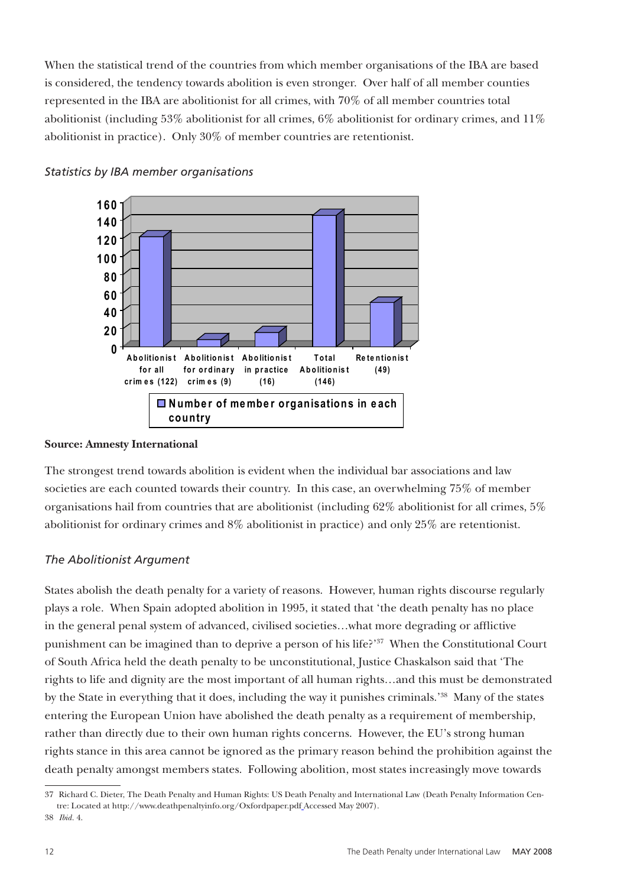When the statistical trend of the countries from which member organisations of the IBA are based is considered, the tendency towards abolition is even stronger. Over half of all member counties represented in the IBA are abolitionist for all crimes, with 70% of all member countries total abolitionist (including 53% abolitionist for all crimes, 6% abolitionist for ordinary crimes, and 11% abolitionist in practice). Only 30% of member countries are retentionist.

*Statistics by IBA member organisations*

| Category | Number of member organisations in each country |
|---|---|
| Abolitionist for all crimes | 122 |
| Abolitionist for ordinary crimes | 9 |
| Abolitionist in practice | 16 |
| Total Abolitionist | 146 |
| Retentionist | 49 |

**Source: Amnesty International**

The strongest trend towards abolition is evident when the individual bar associations and law societies are each counted towards their country. In this case, an overwhelming 75% of member organisations hail from countries that are abolitionist (including 62% abolitionist for all crimes, 5% abolitionist for ordinary crimes and 8% abolitionist in practice) and only 25% are retentionist.

### *The Abolitionist Argument*

States abolish the death penalty for a variety of reasons. However, human rights discourse regularly plays a role. When Spain adopted abolition in 1995, it stated that 'the death penalty has no place in the general penal system of advanced, civilised societies…what more degrading or afflictive punishment can be imagined than to deprive a person of his life?'[37] When the Constitutional Court of South Africa held the death penalty to be unconstitutional, Justice Chaskalson said that 'The rights to life and dignity are the most important of all human rights…and this must be demonstrated by the State in everything that it does, including the way it punishes criminals.'[38] Many of the states entering the European Union have abolished the death penalty as a requirement of membership, rather than directly due to their own human rights concerns. However, the EU's strong human rights stance in this area cannot be ignored as the primary reason behind the prohibition against the death penalty amongst members states. Following abolition, most states increasingly move towards

37 Richard C. Dieter, The Death Penalty and Human Rights: US Death Penalty and International Law (Death Penalty Information Centre: Located at http://www.deathpenaltyinfo.org/Oxfordpaper.pdf Accessed May 2007).

38 *Ibid.* 4.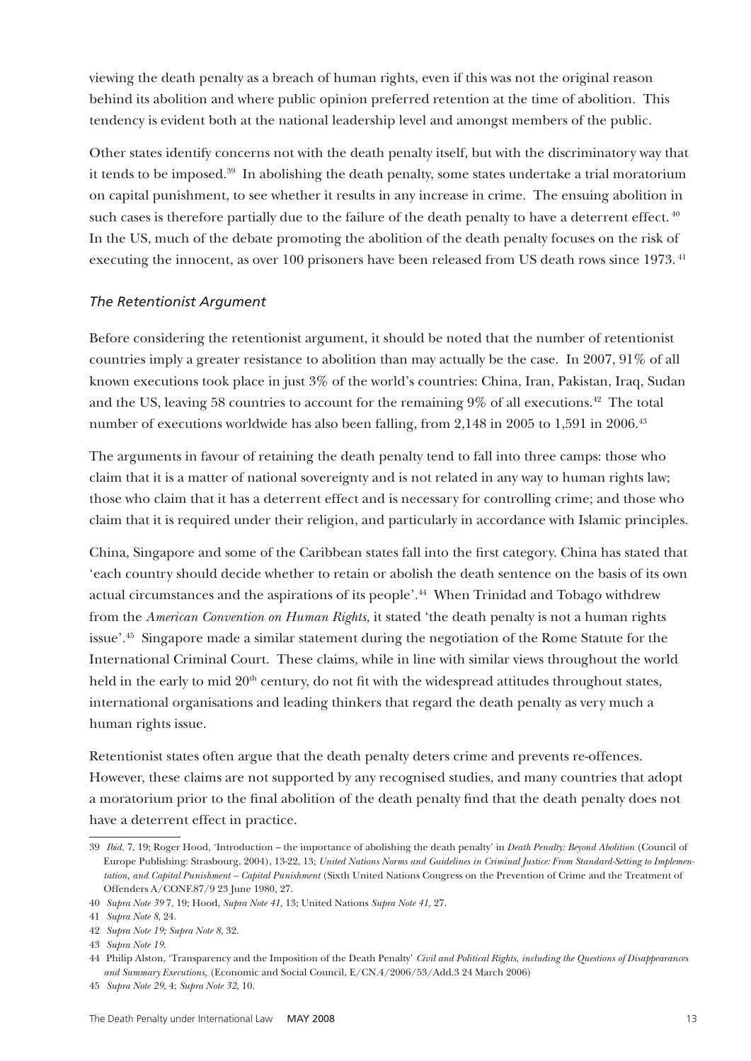viewing the death penalty as a breach of human rights, even if this was not the original reason behind its abolition and where public opinion preferred retention at the time of abolition. This tendency is evident both at the national leadership level and amongst members of the public.

Other states identify concerns not with the death penalty itself, but with the discriminatory way that it tends to be imposed.[39] In abolishing the death penalty, some states undertake a trial moratorium on capital punishment, to see whether it results in any increase in crime. The ensuing abolition in such cases is therefore partially due to the failure of the death penalty to have a deterrent effect.[40] In the US, much of the debate promoting the abolition of the death penalty focuses on the risk of executing the innocent, as over 100 prisoners have been released from US death rows since 1973.[41]

### *The Retentionist Argument*

Before considering the retentionist argument, it should be noted that the number of retentionist countries imply a greater resistance to abolition than may actually be the case. In 2007, 91% of all known executions took place in just 3% of the world's countries: China, Iran, Pakistan, Iraq, Sudan and the US, leaving 58 countries to account for the remaining 9% of all executions.[42] The total number of executions worldwide has also been falling, from 2,148 in 2005 to 1,591 in 2006.[43]

The arguments in favour of retaining the death penalty tend to fall into three camps: those who claim that it is a matter of national sovereignty and is not related in any way to human rights law; those who claim that it has a deterrent effect and is necessary for controlling crime; and those who claim that it is required under their religion, and particularly in accordance with Islamic principles.

China, Singapore and some of the Caribbean states fall into the first category. China has stated that 'each country should decide whether to retain or abolish the death sentence on the basis of its own actual circumstances and the aspirations of its people'.[44] When Trinidad and Tobago withdrew from the *American Convention on Human Rights,* it stated 'the death penalty is not a human rights issue'.[45] Singapore made a similar statement during the negotiation of the Rome Statute for the International Criminal Court. These claims, while in line with similar views throughout the world held in the early to mid 20th century, do not fit with the widespread attitudes throughout states, international organisations and leading thinkers that regard the death penalty as very much a human rights issue.

Retentionist states often argue that the death penalty deters crime and prevents re-offences. However, these claims are not supported by any recognised studies, and many countries that adopt a moratorium prior to the final abolition of the death penalty find that the death penalty does not have a deterrent effect in practice.

---

39 *Ibid.* 7, 19; Roger Hood, 'Introduction – the importance of abolishing the death penalty' in *Death Penalty: Beyond Abolition* (Council of Europe Publishing: Strasbourg, 2004), 13-22, 13; *United Nations Norms and Guidelines in Criminal Justice: From Standard-Setting to Implementation, and Capital Punishment – Capital Punishment* (Sixth United Nations Congress on the Prevention of Crime and the Treatment of Offenders A/CONF.87/9 23 June 1980, 27.

40 *Supra Note 39* 7, 19; Hood, *Supra Note 41,* 13; United Nations *Supra Note 41,* 27.

41 *Supra Note 8*, 24.

42 *Supra Note 19; Supra Note 8*, 32.

43 *Supra Note 19.*

44 Philip Alston, 'Transparency and the Imposition of the Death Penalty' *Civil and Political Rights, including the Questions of Disappearances and Summary Executions,* (Economic and Social Council, E/CN.4/2006/53/Add.3 24 March 2006)

45 *Supra Note 29,* 4; *Supra Note 32,* 10.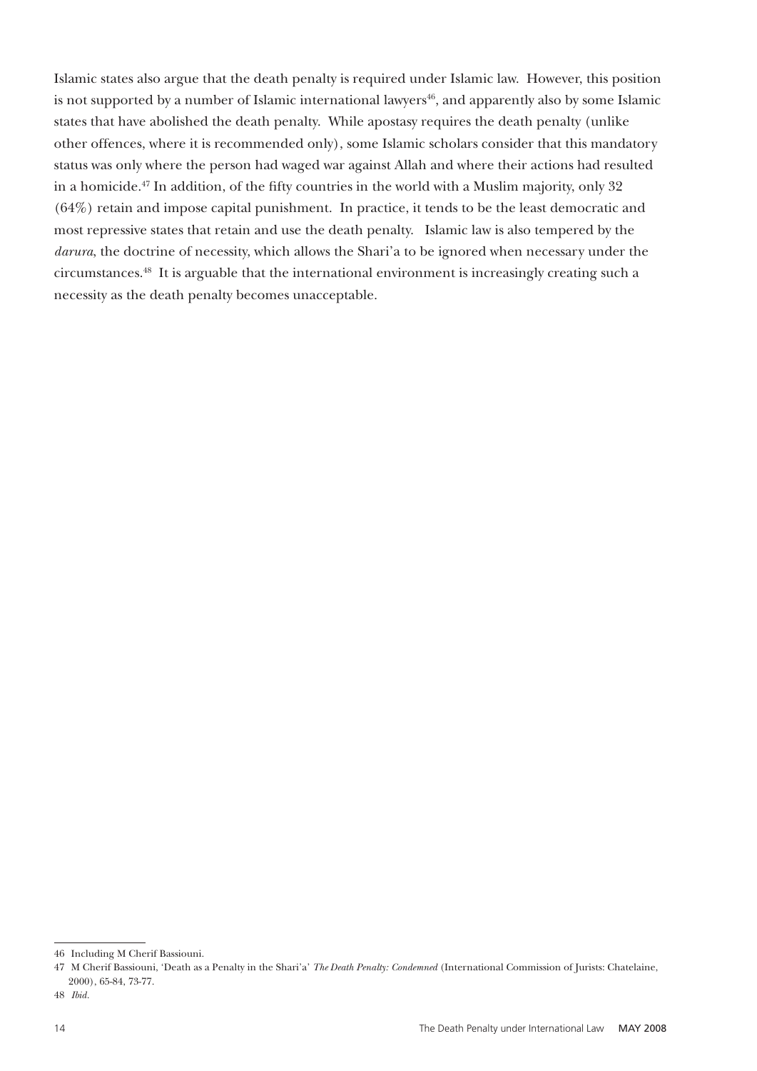Islamic states also argue that the death penalty is required under Islamic law. However, this position is not supported by a number of Islamic international lawyers[46], and apparently also by some Islamic states that have abolished the death penalty. While apostasy requires the death penalty (unlike other offences, where it is recommended only), some Islamic scholars consider that this mandatory status was only where the person had waged war against Allah and where their actions had resulted in a homicide.[47] In addition, of the fifty countries in the world with a Muslim majority, only 32 (64%) retain and impose capital punishment. In practice, it tends to be the least democratic and most repressive states that retain and use the death penalty. Islamic law is also tempered by the *darura*, the doctrine of necessity, which allows the Shari'a to be ignored when necessary under the circumstances.[48] It is arguable that the international environment is increasingly creating such a necessity as the death penalty becomes unacceptable.

---

46 Including M Cherif Bassiouni.

47 M Cherif Bassiouni, 'Death as a Penalty in the Shari'a' *The Death Penalty: Condemned* (International Commission of Jurists: Chatelaine, 2000), 65-84, 73-77.

48 *Ibid*.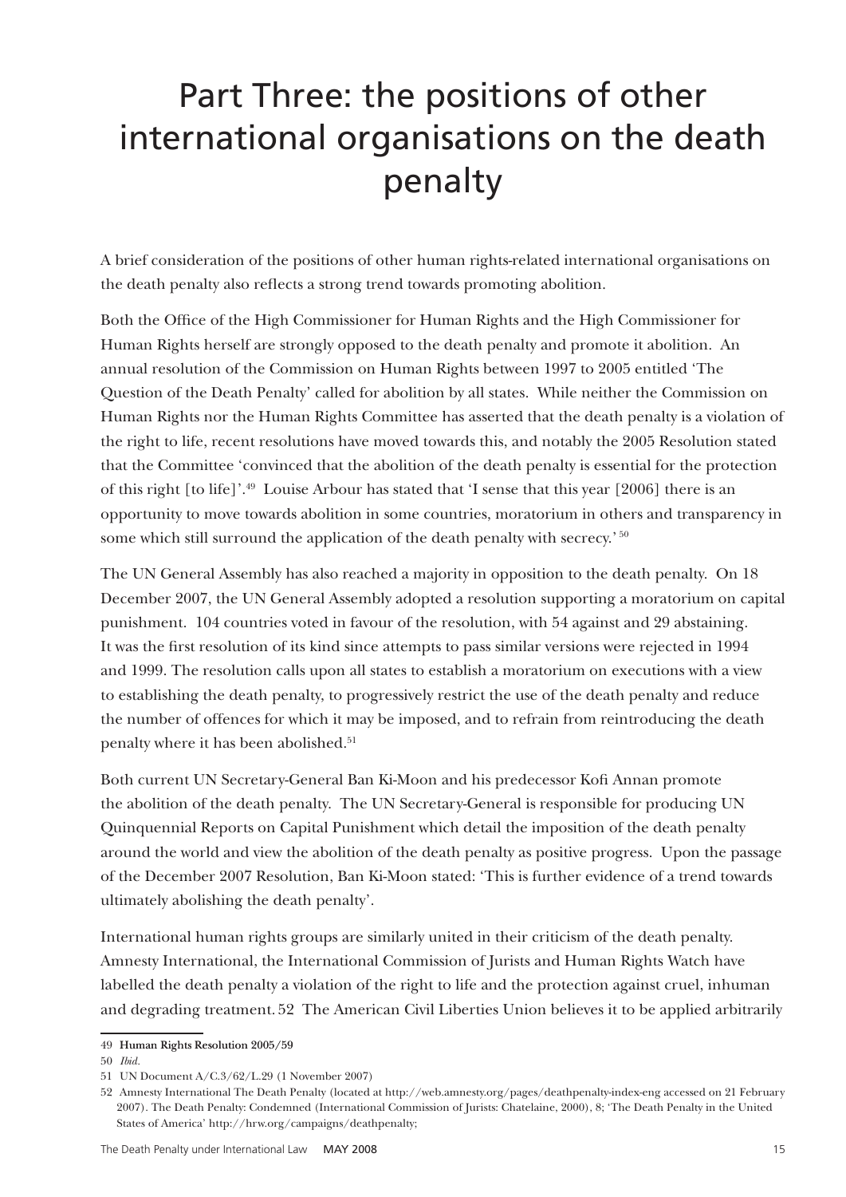# Part Three: the positions of other international organisations on the death penalty

A brief consideration of the positions of other human rights-related international organisations on the death penalty also reflects a strong trend towards promoting abolition.

Both the Office of the High Commissioner for Human Rights and the High Commissioner for Human Rights herself are strongly opposed to the death penalty and promote it abolition. An annual resolution of the Commission on Human Rights between 1997 to 2005 entitled 'The Question of the Death Penalty' called for abolition by all states. While neither the Commission on Human Rights nor the Human Rights Committee has asserted that the death penalty is a violation of the right to life, recent resolutions have moved towards this, and notably the 2005 Resolution stated that the Committee 'convinced that the abolition of the death penalty is essential for the protection of this right [to life]'.[49] Louise Arbour has stated that 'I sense that this year [2006] there is an opportunity to move towards abolition in some countries, moratorium in others and transparency in some which still surround the application of the death penalty with secrecy.'[50]

The UN General Assembly has also reached a majority in opposition to the death penalty. On 18 December 2007, the UN General Assembly adopted a resolution supporting a moratorium on capital punishment. 104 countries voted in favour of the resolution, with 54 against and 29 abstaining. It was the first resolution of its kind since attempts to pass similar versions were rejected in 1994 and 1999. The resolution calls upon all states to establish a moratorium on executions with a view to establishing the death penalty, to progressively restrict the use of the death penalty and reduce the number of offences for which it may be imposed, and to refrain from reintroducing the death penalty where it has been abolished.[51]

Both current UN Secretary-General Ban Ki-Moon and his predecessor Kofi Annan promote the abolition of the death penalty. The UN Secretary-General is responsible for producing UN Quinquennial Reports on Capital Punishment which detail the imposition of the death penalty around the world and view the abolition of the death penalty as positive progress. Upon the passage of the December 2007 Resolution, Ban Ki-Moon stated: 'This is further evidence of a trend towards ultimately abolishing the death penalty'.

International human rights groups are similarly united in their criticism of the death penalty. Amnesty International, the International Commission of Jurists and Human Rights Watch have labelled the death penalty a violation of the right to life and the protection against cruel, inhuman and degrading treatment. 52 The American Civil Liberties Union believes it to be applied arbitrarily

---

49 **Human Rights Resolution 2005/59**

50 *Ibid.*

51 UN Document A/C.3/62/L.29 (1 November 2007)

52 Amnesty International The Death Penalty (located at http://web.amnesty.org/pages/deathpenalty-index-eng accessed on 21 February 2007). The Death Penalty: Condemned (International Commission of Jurists: Chatelaine, 2000), 8; 'The Death Penalty in the United States of America' http://hrw.org/campaigns/deathpenalty;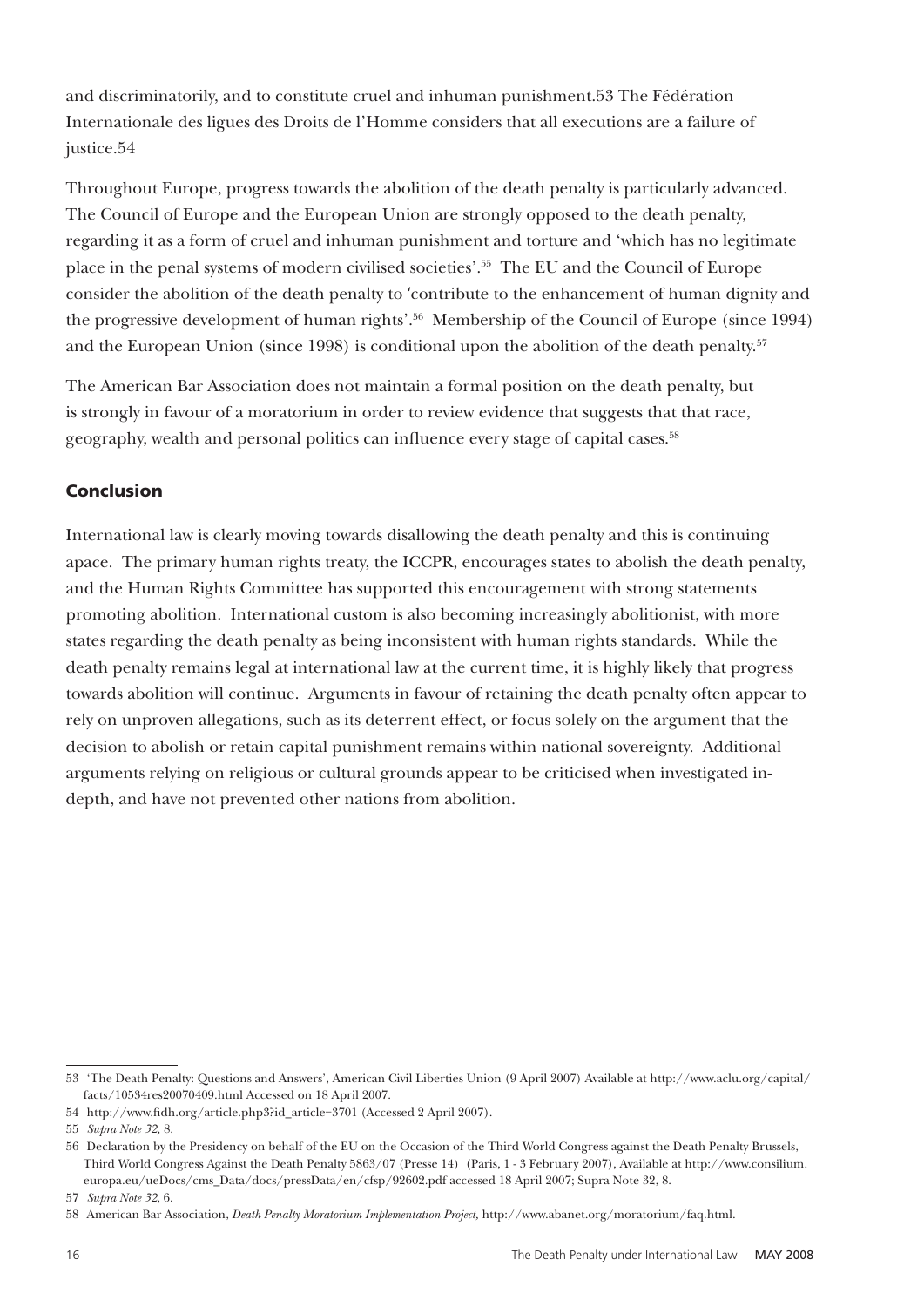and discriminatorily, and to constitute cruel and inhuman punishment.53 The Fédération Internationale des ligues des Droits de l'Homme considers that all executions are a failure of justice.54

Throughout Europe, progress towards the abolition of the death penalty is particularly advanced. The Council of Europe and the European Union are strongly opposed to the death penalty, regarding it as a form of cruel and inhuman punishment and torture and 'which has no legitimate place in the penal systems of modern civilised societies'.[55] The EU and the Council of Europe consider the abolition of the death penalty to 'contribute to the enhancement of human dignity and the progressive development of human rights'.[56] Membership of the Council of Europe (since 1994) and the European Union (since 1998) is conditional upon the abolition of the death penalty.[57]

The American Bar Association does not maintain a formal position on the death penalty, but is strongly in favour of a moratorium in order to review evidence that suggests that that race, geography, wealth and personal politics can influence every stage of capital cases.[58]

## Conclusion

International law is clearly moving towards disallowing the death penalty and this is continuing apace. The primary human rights treaty, the ICCPR, encourages states to abolish the death penalty, and the Human Rights Committee has supported this encouragement with strong statements promoting abolition. International custom is also becoming increasingly abolitionist, with more states regarding the death penalty as being inconsistent with human rights standards. While the death penalty remains legal at international law at the current time, it is highly likely that progress towards abolition will continue. Arguments in favour of retaining the death penalty often appear to rely on unproven allegations, such as its deterrent effect, or focus solely on the argument that the decision to abolish or retain capital punishment remains within national sovereignty. Additional arguments relying on religious or cultural grounds appear to be criticised when investigated in-depth, and have not prevented other nations from abolition.

---

53 'The Death Penalty: Questions and Answers', American Civil Liberties Union (9 April 2007) Available at http://www.aclu.org/capital/facts/10534res20070409.html Accessed on 18 April 2007.

54 http://www.fidh.org/article.php3?id_article=3701 (Accessed 2 April 2007).

55 *Supra Note 32*, 8.

56 Declaration by the Presidency on behalf of the EU on the Occasion of the Third World Congress against the Death Penalty Brussels, Third World Congress Against the Death Penalty 5863/07 (Presse 14) (Paris, 1 - 3 February 2007), Available at http://www.consilium.europa.eu/ueDocs/cms_Data/docs/pressData/en/cfsp/92602.pdf accessed 18 April 2007; Supra Note 32, 8.

57 *Supra Note 32*, 6.

58 American Bar Association, *Death Penalty Moratorium Implementation Project*, http://www.abanet.org/moratorium/faq.html.